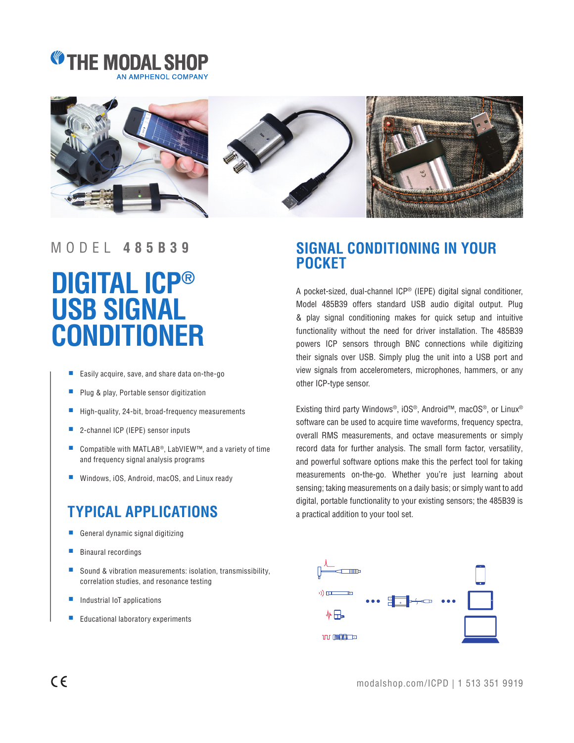THE MODAL SHOP
AN AMPHENOL COMPANY

MODEL 485B39

# DIGITAL ICP® USB SIGNAL CONDITIONER

- Easily acquire, save, and share data on-the-go
- Plug & play, Portable sensor digitization
- High-quality, 24-bit, broad-frequency measurements
- 2-channel ICP (IEPE) sensor inputs
- Compatible with MATLAB®, LabVIEW™, and a variety of time and frequency signal analysis programs
- Windows, iOS, Android, macOS, and Linux ready

## TYPICAL APPLICATIONS

- General dynamic signal digitizing
- Binaural recordings
- Sound & vibration measurements: isolation, transmissibility, correlation studies, and resonance testing
- Industrial IoT applications
- Educational laboratory experiments

## SIGNAL CONDITIONING IN YOUR POCKET

A pocket-sized, dual-channel ICP® (IEPE) digital signal conditioner, Model 485B39 offers standard USB audio digital output. Plug & play signal conditioning makes for quick setup and intuitive functionality without the need for driver installation. The 485B39 powers ICP sensors through BNC connections while digitizing their signals over USB. Simply plug the unit into a USB port and view signals from accelerometers, microphones, hammers, or any other ICP-type sensor.

Existing third party Windows®, iOS®, Android™, macOS®, or Linux® software can be used to acquire time waveforms, frequency spectra, overall RMS measurements, and octave measurements or simply record data for further analysis. The small form factor, versatility, and powerful software options make this the perfect tool for taking measurements on-the-go. Whether you're just learning about sensing; taking measurements on a daily basis; or simply want to add digital, portable functionality to your existing sensors; the 485B39 is a practical addition to your tool set.

modalshop.com/ICPD | 1 513 351 9919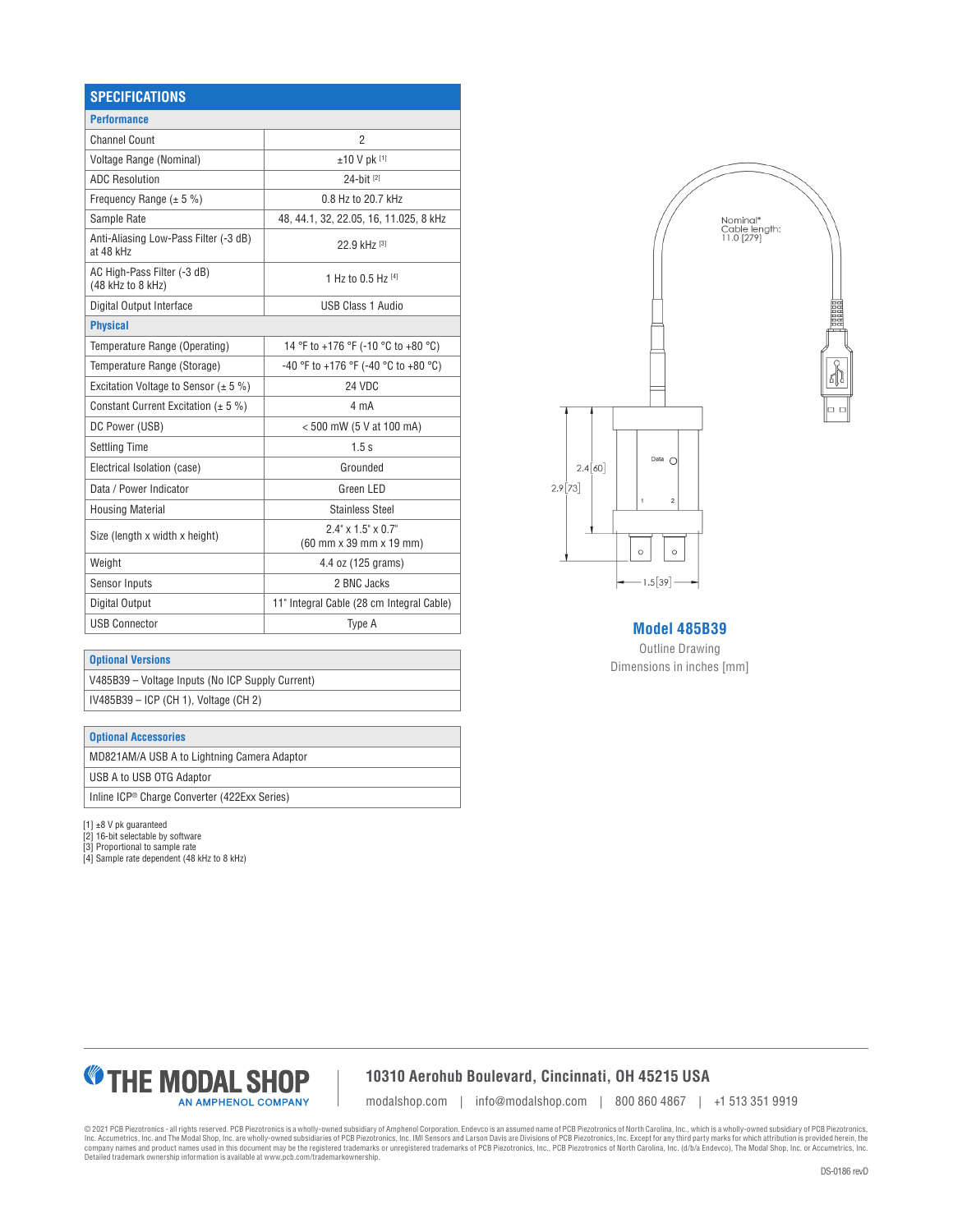## SPECIFICATIONS

| | |
|---|---|
| **Performance** | |
| Channel Count | 2 |
| Voltage Range (Nominal) | ±10 V pk [1] |
| ADC Resolution | 24-bit [2] |
| Frequency Range (± 5 %) | 0.8 Hz to 20.7 kHz |
| Sample Rate | 48, 44.1, 32, 22.05, 16, 11.025, 8 kHz |
| Anti-Aliasing Low-Pass Filter (-3 dB) at 48 kHz | 22.9 kHz [3] |
| AC High-Pass Filter (-3 dB) (48 kHz to 8 kHz) | 1 Hz to 0.5 Hz [4] |
| Digital Output Interface | USB Class 1 Audio |
| **Physical** | |
| Temperature Range (Operating) | 14 °F to +176 °F (-10 °C to +80 °C) |
| Temperature Range (Storage) | -40 °F to +176 °F (-40 °C to +80 °C) |
| Excitation Voltage to Sensor (± 5 %) | 24 VDC |
| Constant Current Excitation (± 5 %) | 4 mA |
| DC Power (USB) | < 500 mW (5 V at 100 mA) |
| Settling Time | 1.5 s |
| Electrical Isolation (case) | Grounded |
| Data / Power Indicator | Green LED |
| Housing Material | Stainless Steel |
| Size (length x width x height) | 2.4" x 1.5" x 0.7" (60 mm x 39 mm x 19 mm) |
| Weight | 4.4 oz (125 grams) |
| Sensor Inputs | 2 BNC Jacks |
| Digital Output | 11" Integral Cable (28 cm Integral Cable) |
| USB Connector | Type A |

| Optional Versions |
|---|
| V485B39 – Voltage Inputs (No ICP Supply Current) |
| IV485B39 – ICP (CH 1), Voltage (CH 2) |

| Optional Accessories |
|---|
| MD821AM/A USB A to Lightning Camera Adaptor |
| USB A to USB OTG Adaptor |
| Inline ICP® Charge Converter (422Exx Series) |

[1] ±8 V pk guaranteed
[2] 16-bit selectable by software
[3] Proportional to sample rate
[4] Sample rate dependent (48 kHz to 8 kHz)

Nominal* Cable length: 11.0 [279]

Data

1 2

2.4 [60]

2.9 [73]

1.5 [39]

**Model 485B39**

Outline Drawing
Dimensions in inches [mm]

THE MODAL SHOP
AN AMPHENOL COMPANY

**10310 Aerohub Boulevard, Cincinnati, OH 45215 USA**

modalshop.com | info@modalshop.com | 800 860 4867 | +1 513 351 9919

© 2021 PCB Piezotronics - all rights reserved. PCB Piezotronics is a wholly-owned subsidiary of Amphenol Corporation. Endevco is an assumed name of PCB Piezotronics of North Carolina, Inc., which is a wholly-owned subsidiary of PCB Piezotronics, Inc. Accumetrics, Inc. and The Modal Shop, Inc. are wholly-owned subsidiaries of PCB Piezotronics, Inc. IMI Sensors and Larson Davis are Divisions of PCB Piezotronics, Inc. Except for any third party marks for which attribution is provided herein, the company names and product names used in this document may be the registered trademarks or unregistered trademarks of PCB Piezotronics, Inc., PCB Piezotronics of North Carolina, Inc. (d/b/a Endevco), The Modal Shop, Inc. or Accumetrics, Inc. Detailed trademark ownership information is available at www.pcb.com/trademarkownership.

DS-0186 revD